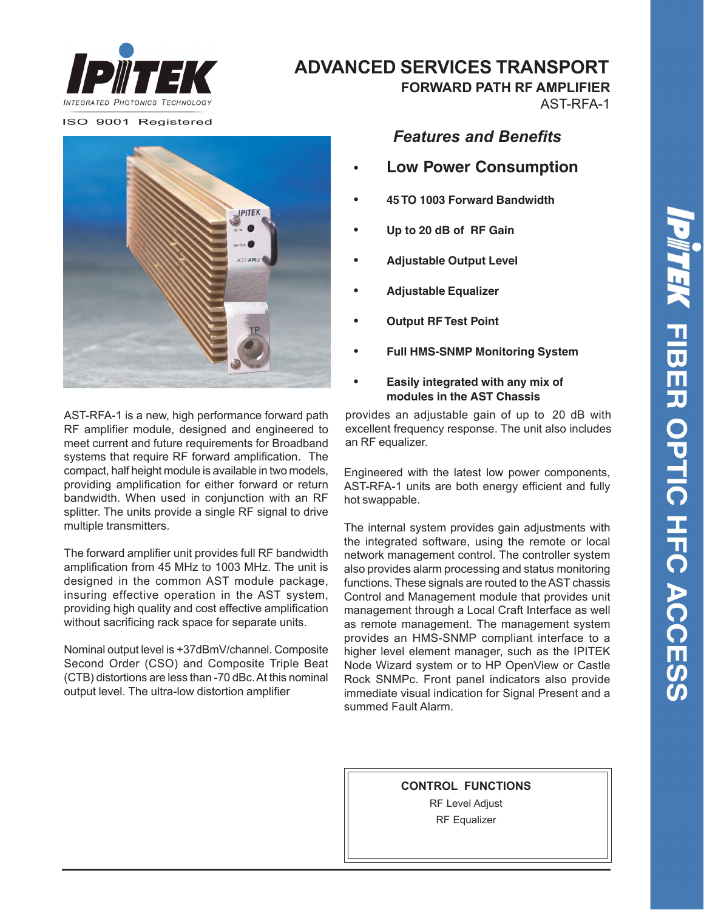IPITEK

INTEGRATED PHOTONICS TECHNOLOGY

ISO 9001 Registered

# ADVANCED SERVICES TRANSPORT

## FORWARD PATH RF AMPLIFIER

AST-RFA-1

### *Features and Benefits*

- **Low Power Consumption**
- **45 TO 1003 Forward Bandwidth**
- **Up to 20 dB of RF Gain**
- **Adjustable Output Level**
- **Adjustable Equalizer**
- **Output RF Test Point**
- **Full HMS-SNMP Monitoring System**
- **Easily integrated with any mix of modules in the AST Chassis**

AST-RFA-1 is a new, high performance forward path RF amplifier module, designed and engineered to meet current and future requirements for Broadband systems that require RF forward amplification. The compact, half height module is available in two models, providing amplification for either forward or return bandwidth. When used in conjunction with an RF splitter. The units provide a single RF signal to drive multiple transmitters.

The forward amplifier unit provides full RF bandwidth amplification from 45 MHz to 1003 MHz. The unit is designed in the common AST module package, insuring effective operation in the AST system, providing high quality and cost effective amplification without sacrificing rack space for separate units.

Nominal output level is +37dBmV/channel. Composite Second Order (CSO) and Composite Triple Beat (CTB) distortions are less than -70 dBc. At this nominal output level. The ultra-low distortion amplifier provides an adjustable gain of up to 20 dB with excellent frequency response. The unit also includes an RF equalizer.

Engineered with the latest low power components, AST-RFA-1 units are both energy efficient and fully hot swappable.

The internal system provides gain adjustments with the integrated software, using the remote or local network management control. The controller system also provides alarm processing and status monitoring functions. These signals are routed to the AST chassis Control and Management module that provides unit management through a Local Craft Interface as well as remote management. The management system provides an HMS-SNMP compliant interface to a higher level element manager, such as the IPITEK Node Wizard system or to HP OpenView or Castle Rock SNMPc. Front panel indicators also provide immediate visual indication for Signal Present and a summed Fault Alarm.

**CONTROL FUNCTIONS**

RF Level Adjust

RF Equalizer

IPITEK FIBER OPTIC HFC ACCESS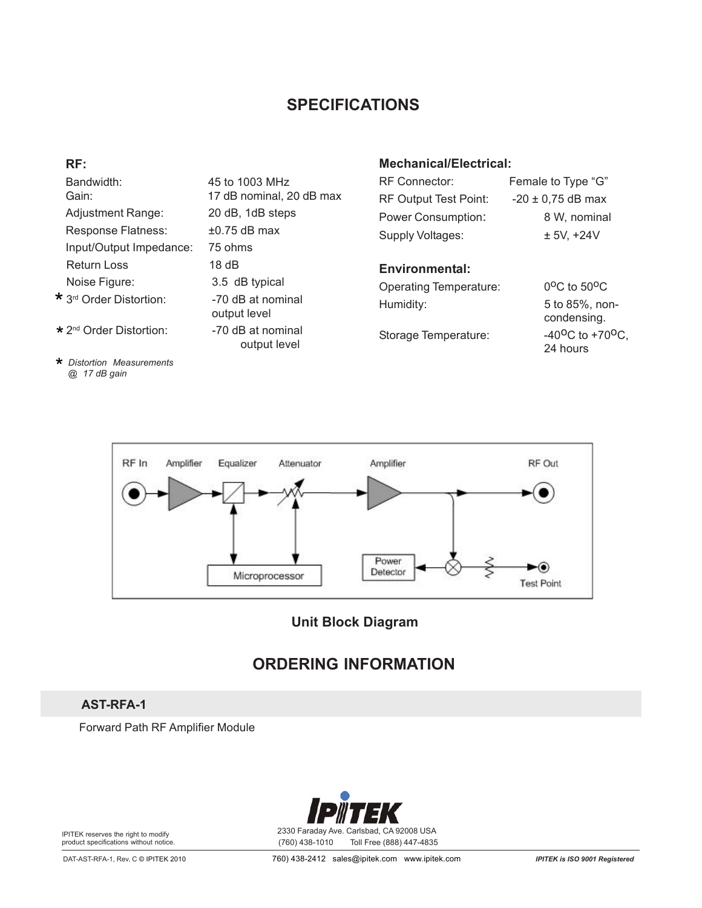# SPECIFICATIONS

**RF:**

| | |
|---|---|
| Bandwidth: | 45 to 1003 MHz |
| Gain: | 17 dB nominal, 20 dB max |
| Adjustment Range: | 20 dB, 1dB steps |
| Response Flatness: | ±0.75 dB max |
| Input/Output Impedance: | 75 ohms |
| Return Loss | 18 dB |
| Noise Figure: | 3.5 dB typical |
| * 3rd Order Distortion: | -70 dB at nominal output level |
| * 2nd Order Distortion: | -70 dB at nominal output level |

*\* Distortion Measurements @ 17 dB gain*

**Mechanical/Electrical:**

| | |
|---|---|
| RF Connector: | Female to Type “G” |
| RF Output Test Point: | -20 ± 0,75 dB max |
| Power Consumption: | 8 W, nominal |
| Supply Voltages: | ± 5V, +24V |

**Environmental:**

| | |
|---|---|
| Operating Temperature: | 0ºC to 50ºC |
| Humidity: | 5 to 85%, non-condensing. |
| Storage Temperature: | -40ºC to +70ºC, 24 hours |

RF In
Amplifier
Equalizer
Attenuator
Amplifier
RF Out
Microprocessor
Power Detector
Test Point

**Unit Block Diagram**

# ORDERING INFORMATION

**AST-RFA-1**

Forward Path RF Amplifier Module

IPITEK reserves the right to modify product specifications without notice.

IPITEK
2330 Faraday Ave. Carlsbad, CA 92008 USA
(760) 438-1010 Toll Free (888) 447-4835

DAT-AST-RFA-1, Rev. C © IPITEK 2010

760) 438-2412 sales@ipitek.com www.ipitek.com

*IPITEK is ISO 9001 Registered*